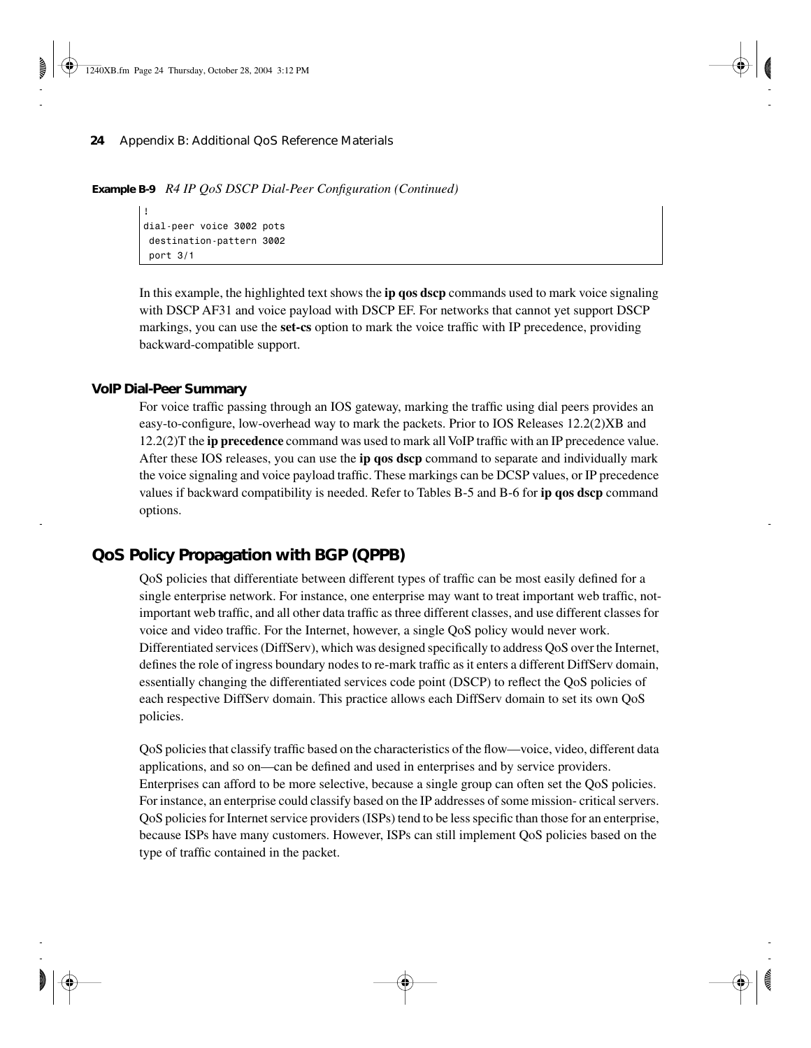**Example B-9** *R4 IP QoS DSCP Dial-Peer Configuration (Continued)*

```
!
dial-peer voice 3002 pots
 destination-pattern 3002
 port 3/1
```

In this example, the highlighted text shows the **ip qos dscp** commands used to mark voice signaling with DSCP AF31 and voice payload with DSCP EF. For networks that cannot yet support DSCP markings, you can use the **set-cs** option to mark the voice traffic with IP precedence, providing backward-compatible support.

### VoIP Dial-Peer Summary

For voice traffic passing through an IOS gateway, marking the traffic using dial peers provides an easy-to-configure, low-overhead way to mark the packets. Prior to IOS Releases 12.2(2)XB and 12.2(2)T the **ip precedence** command was used to mark all VoIP traffic with an IP precedence value. After these IOS releases, you can use the **ip qos dscp** command to separate and individually mark the voice signaling and voice payload traffic. These markings can be DCSP values, or IP precedence values if backward compatibility is needed. Refer to Tables B-5 and B-6 for **ip qos dscp** command options.

## QoS Policy Propagation with BGP (QPPB)

QoS policies that differentiate between different types of traffic can be most easily defined for a single enterprise network. For instance, one enterprise may want to treat important web traffic, not-important web traffic, and all other data traffic as three different classes, and use different classes for voice and video traffic. For the Internet, however, a single QoS policy would never work. Differentiated services (DiffServ), which was designed specifically to address QoS over the Internet, defines the role of ingress boundary nodes to re-mark traffic as it enters a different DiffServ domain, essentially changing the differentiated services code point (DSCP) to reflect the QoS policies of each respective DiffServ domain. This practice allows each DiffServ domain to set its own QoS policies.

QoS policies that classify traffic based on the characteristics of the flow—voice, video, different data applications, and so on—can be defined and used in enterprises and by service providers. Enterprises can afford to be more selective, because a single group can often set the QoS policies. For instance, an enterprise could classify based on the IP addresses of some mission- critical servers. QoS policies for Internet service providers (ISPs) tend to be less specific than those for an enterprise, because ISPs have many customers. However, ISPs can still implement QoS policies based on the type of traffic contained in the packet.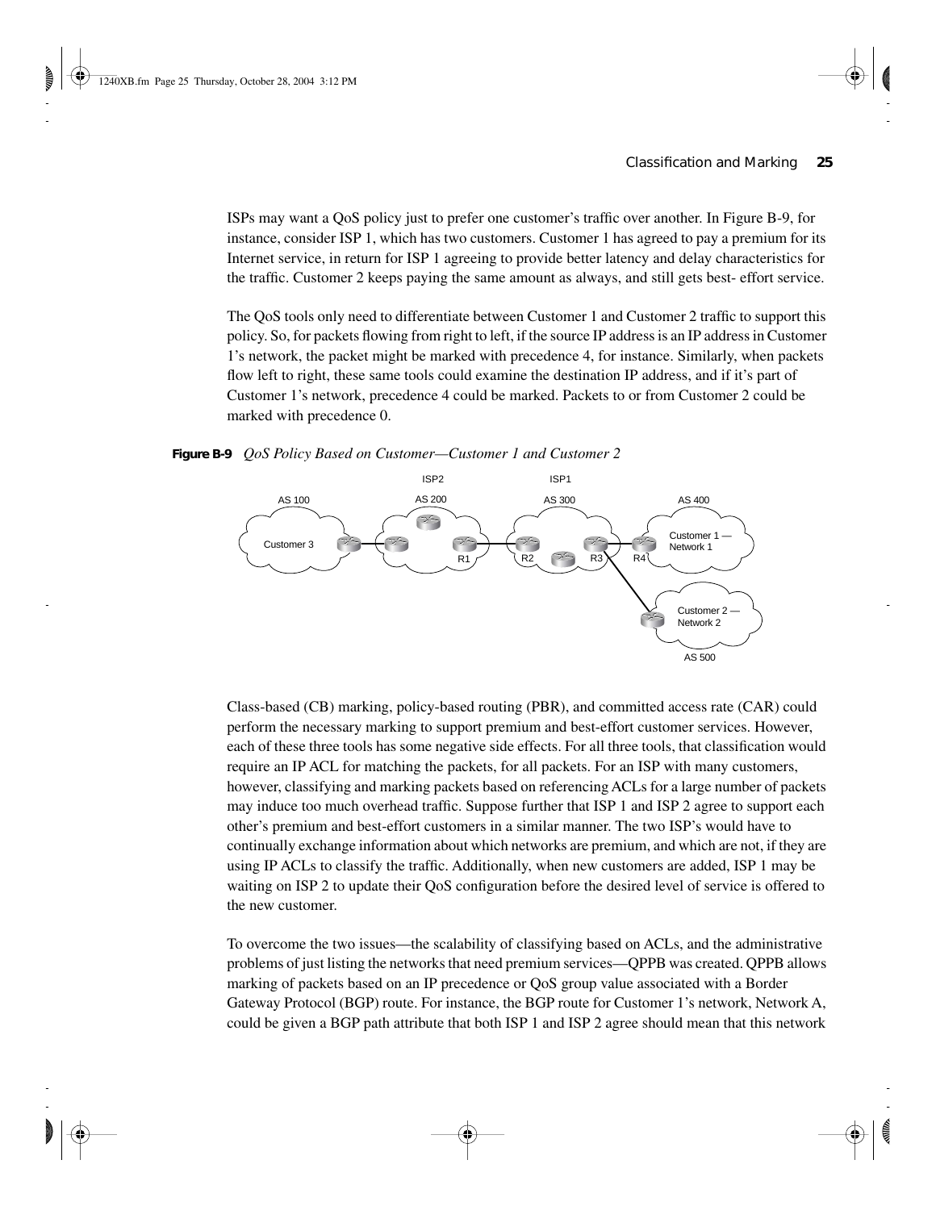ISPs may want a QoS policy just to prefer one customer's traffic over another. In Figure B-9, for instance, consider ISP 1, which has two customers. Customer 1 has agreed to pay a premium for its Internet service, in return for ISP 1 agreeing to provide better latency and delay characteristics for the traffic. Customer 2 keeps paying the same amount as always, and still gets best- effort service.

The QoS tools only need to differentiate between Customer 1 and Customer 2 traffic to support this policy. So, for packets flowing from right to left, if the source IP address is an IP address in Customer 1's network, the packet might be marked with precedence 4, for instance. Similarly, when packets flow left to right, these same tools could examine the destination IP address, and if it's part of Customer 1's network, precedence 4 could be marked. Packets to or from Customer 2 could be marked with precedence 0.

**Figure B-9** *QoS Policy Based on Customer—Customer 1 and Customer 2*

Class-based (CB) marking, policy-based routing (PBR), and committed access rate (CAR) could perform the necessary marking to support premium and best-effort customer services. However, each of these three tools has some negative side effects. For all three tools, that classification would require an IP ACL for matching the packets, for all packets. For an ISP with many customers, however, classifying and marking packets based on referencing ACLs for a large number of packets may induce too much overhead traffic. Suppose further that ISP 1 and ISP 2 agree to support each other's premium and best-effort customers in a similar manner. The two ISP's would have to continually exchange information about which networks are premium, and which are not, if they are using IP ACLs to classify the traffic. Additionally, when new customers are added, ISP 1 may be waiting on ISP 2 to update their QoS configuration before the desired level of service is offered to the new customer.

To overcome the two issues—the scalability of classifying based on ACLs, and the administrative problems of just listing the networks that need premium services—QPPB was created. QPPB allows marking of packets based on an IP precedence or QoS group value associated with a Border Gateway Protocol (BGP) route. For instance, the BGP route for Customer 1's network, Network A, could be given a BGP path attribute that both ISP 1 and ISP 2 agree should mean that this network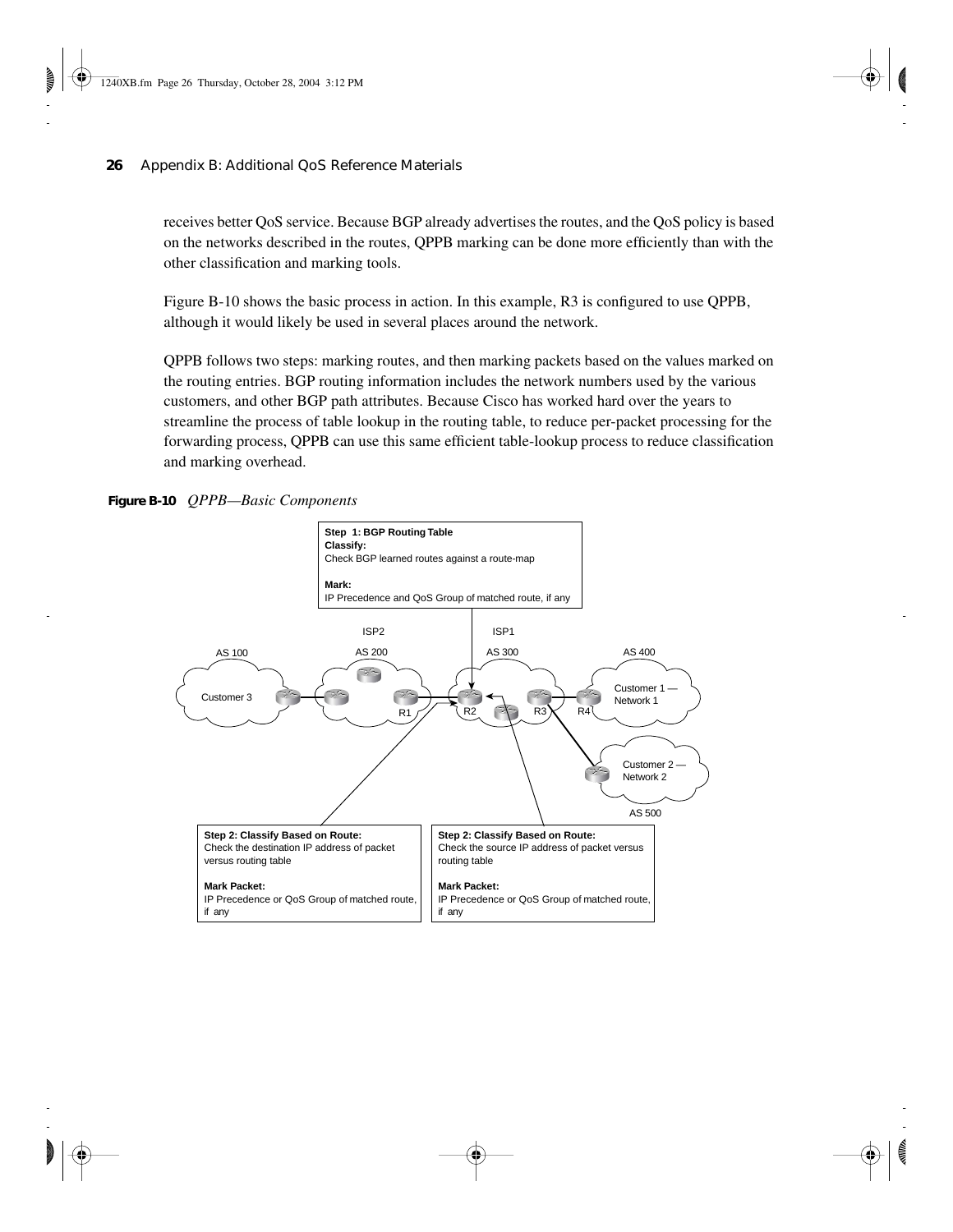receives better QoS service. Because BGP already advertises the routes, and the QoS policy is based on the networks described in the routes, QPPB marking can be done more efficiently than with the other classification and marking tools.

Figure B-10 shows the basic process in action. In this example, R3 is configured to use QPPB, although it would likely be used in several places around the network.

QPPB follows two steps: marking routes, and then marking packets based on the values marked on the routing entries. BGP routing information includes the network numbers used by the various customers, and other BGP path attributes. Because Cisco has worked hard over the years to streamline the process of table lookup in the routing table, to reduce per-packet processing for the forwarding process, QPPB can use this same efficient table-lookup process to reduce classification and marking overhead.

**Figure B-10** *QPPB—Basic Components*

**Step 1: BGP Routing Table**
**Classify:**
Check BGP learned routes against a route-map

**Mark:**
IP Precedence and QoS Group of matched route, if any

ISP2 — AS 200; ISP1 — AS 300; AS 100 — Customer 3; AS 400 — Customer 1 — Network 1; AS 500 — Customer 2 — Network 2; R1, R2, R3, R4

**Step 2: Classify Based on Route:**
Check the destination IP address of packet versus routing table

**Mark Packet:**
IP Precedence or QoS Group of matched route, if any

**Step 2: Classify Based on Route:**
Check the source IP address of packet versus routing table

**Mark Packet:**
IP Precedence or QoS Group of matched route, if any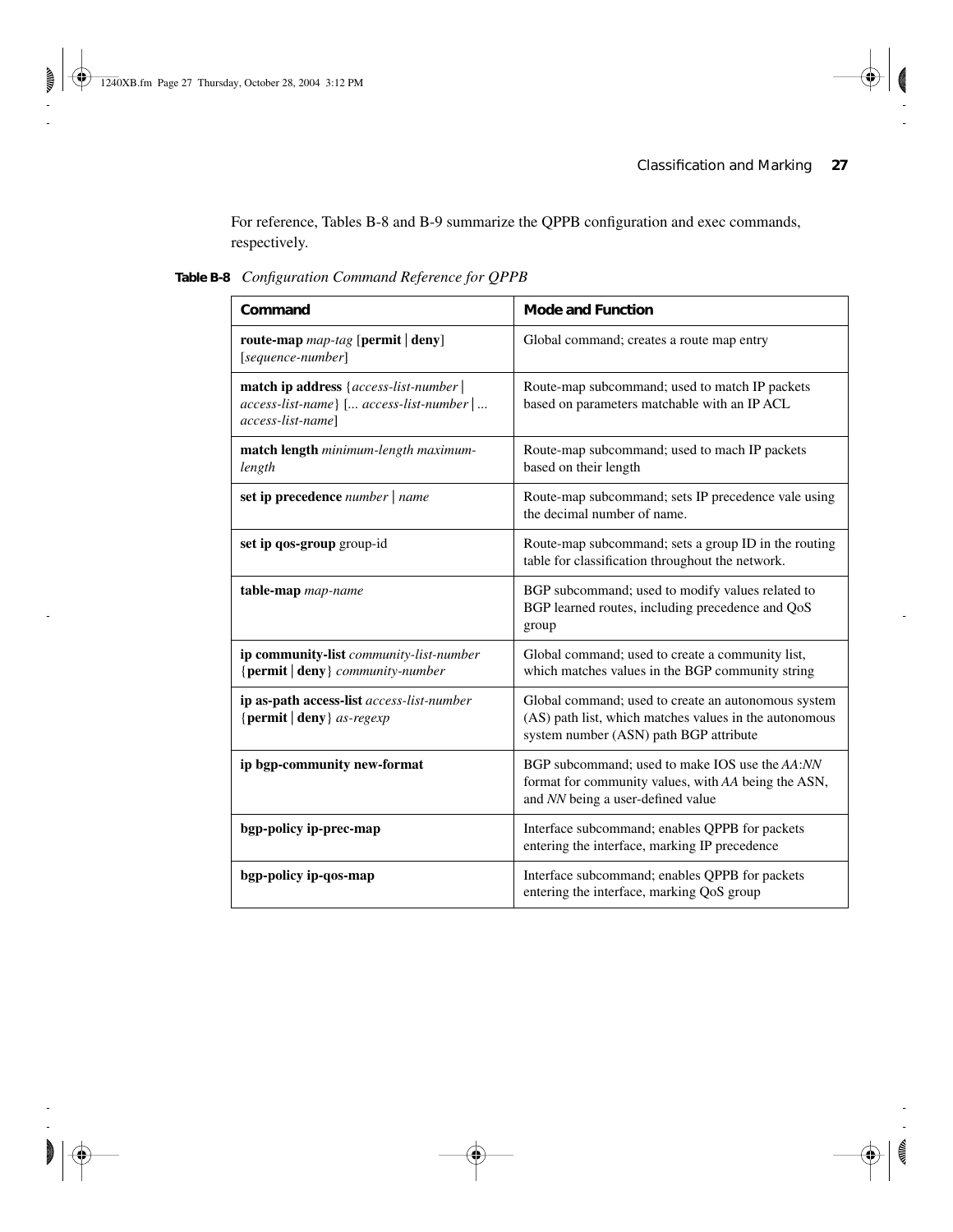For reference, Tables B-8 and B-9 summarize the QPPB configuration and exec commands, respectively.

**Table B-8** *Configuration Command Reference for QPPB*

| Command | Mode and Function |
|---|---|
| **route-map** *map-tag* [**permit** \| **deny**] [*sequence-number*] | Global command; creates a route map entry |
| **match ip address** {*access-list-number* \| *access-list-name*} [... *access-list-number* \| ... *access-list-name*] | Route-map subcommand; used to match IP packets based on parameters matchable with an IP ACL |
| **match length** *minimum-length maximum-length* | Route-map subcommand; used to mach IP packets based on their length |
| **set ip precedence** *number* \| *name* | Route-map subcommand; sets IP precedence vale using the decimal number of name. |
| **set ip qos-group** group-id | Route-map subcommand; sets a group ID in the routing table for classification throughout the network. |
| **table-map** *map-name* | BGP subcommand; used to modify values related to BGP learned routes, including precedence and QoS group |
| **ip community-list** *community-list-number* {**permit** \| **deny**} *community-number* | Global command; used to create a community list, which matches values in the BGP community string |
| **ip as-path access-list** *access-list-number* {**permit** \| **deny**} *as-regexp* | Global command; used to create an autonomous system (AS) path list, which matches values in the autonomous system number (ASN) path BGP attribute |
| **ip bgp-community new-format** | BGP subcommand; used to make IOS use the *AA:NN* format for community values, with *AA* being the ASN, and *NN* being a user-defined value |
| **bgp-policy ip-prec-map** | Interface subcommand; enables QPPB for packets entering the interface, marking IP precedence |
| **bgp-policy ip-qos-map** | Interface subcommand; enables QPPB for packets entering the interface, marking QoS group |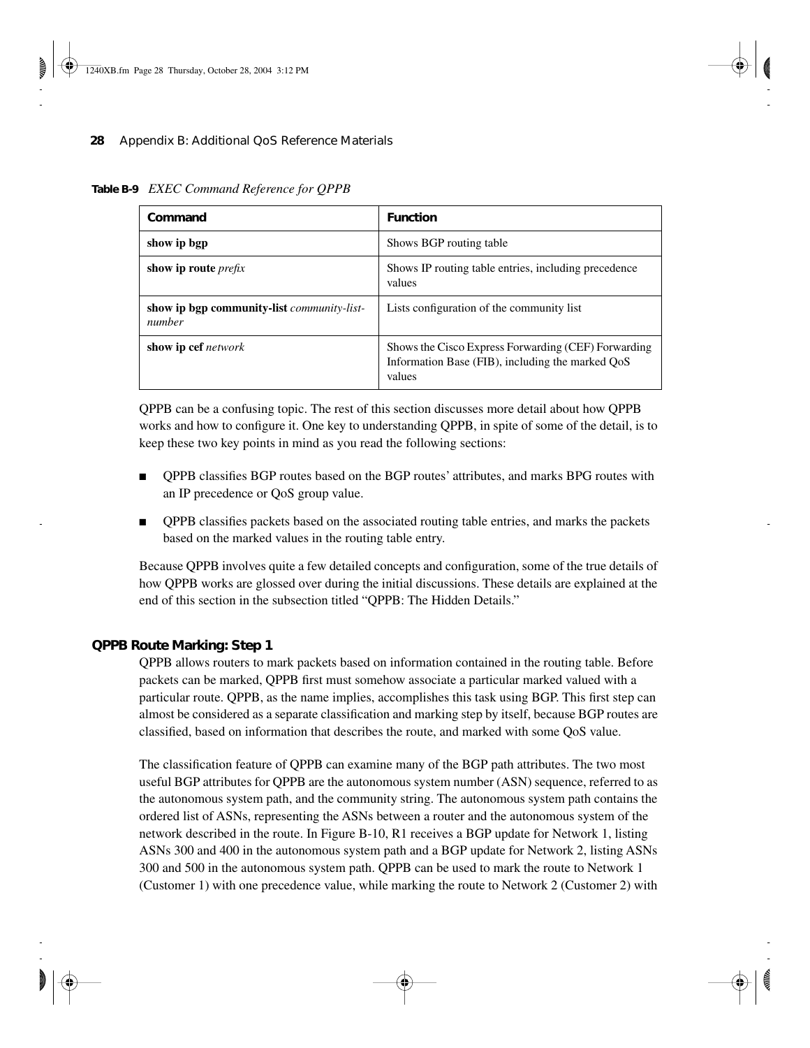**Table B-9** *EXEC Command Reference for QPPB*

| Command | Function |
|---|---|
| **show ip bgp** | Shows BGP routing table |
| **show ip route** *prefix* | Shows IP routing table entries, including precedence values |
| **show ip bgp community-list** *community-list-number* | Lists configuration of the community list |
| **show ip cef** *network* | Shows the Cisco Express Forwarding (CEF) Forwarding Information Base (FIB), including the marked QoS values |

QPPB can be a confusing topic. The rest of this section discusses more detail about how QPPB works and how to configure it. One key to understanding QPPB, in spite of some of the detail, is to keep these two key points in mind as you read the following sections:

- QPPB classifies BGP routes based on the BGP routes' attributes, and marks BPG routes with an IP precedence or QoS group value.
- QPPB classifies packets based on the associated routing table entries, and marks the packets based on the marked values in the routing table entry.

Because QPPB involves quite a few detailed concepts and configuration, some of the true details of how QPPB works are glossed over during the initial discussions. These details are explained at the end of this section in the subsection titled "QPPB: The Hidden Details."

### QPPB Route Marking: Step 1

QPPB allows routers to mark packets based on information contained in the routing table. Before packets can be marked, QPPB first must somehow associate a particular marked valued with a particular route. QPPB, as the name implies, accomplishes this task using BGP. This first step can almost be considered as a separate classification and marking step by itself, because BGP routes are classified, based on information that describes the route, and marked with some QoS value.

The classification feature of QPPB can examine many of the BGP path attributes. The two most useful BGP attributes for QPPB are the autonomous system number (ASN) sequence, referred to as the autonomous system path, and the community string. The autonomous system path contains the ordered list of ASNs, representing the ASNs between a router and the autonomous system of the network described in the route. In Figure B-10, R1 receives a BGP update for Network 1, listing ASNs 300 and 400 in the autonomous system path and a BGP update for Network 2, listing ASNs 300 and 500 in the autonomous system path. QPPB can be used to mark the route to Network 1 (Customer 1) with one precedence value, while marking the route to Network 2 (Customer 2) with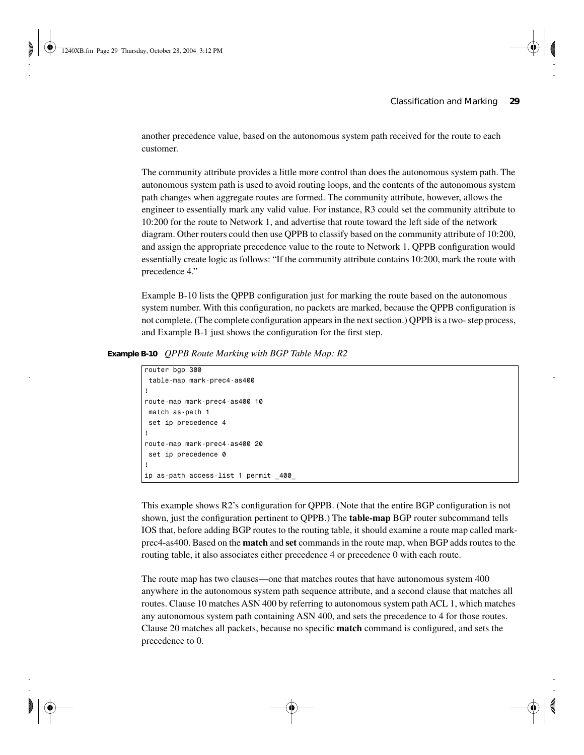another precedence value, based on the autonomous system path received for the route to each customer.

The community attribute provides a little more control than does the autonomous system path. The autonomous system path is used to avoid routing loops, and the contents of the autonomous system path changes when aggregate routes are formed. The community attribute, however, allows the engineer to essentially mark any valid value. For instance, R3 could set the community attribute to 10:200 for the route to Network 1, and advertise that route toward the left side of the network diagram. Other routers could then use QPPB to classify based on the community attribute of 10:200, and assign the appropriate precedence value to the route to Network 1. QPPB configuration would essentially create logic as follows: "If the community attribute contains 10:200, mark the route with precedence 4."

Example B-10 lists the QPPB configuration just for marking the route based on the autonomous system number. With this configuration, no packets are marked, because the QPPB configuration is not complete. (The complete configuration appears in the next section.) QPPB is a two- step process, and Example B-1 just shows the configuration for the first step.

**Example B-10** *QPPB Route Marking with BGP Table Map: R2*

```
router bgp 300
 table-map mark-prec4-as400
!
route-map mark-prec4-as400 10
 match as-path 1
 set ip precedence 4
!
route-map mark-prec4-as400 20
 set ip precedence 0
!
ip as-path access-list 1 permit _400_
```

This example shows R2's configuration for QPPB. (Note that the entire BGP configuration is not shown, just the configuration pertinent to QPPB.) The **table-map** BGP router subcommand tells IOS that, before adding BGP routes to the routing table, it should examine a route map called mark-prec4-as400. Based on the **match** and **set** commands in the route map, when BGP adds routes to the routing table, it also associates either precedence 4 or precedence 0 with each route.

The route map has two clauses—one that matches routes that have autonomous system 400 anywhere in the autonomous system path sequence attribute, and a second clause that matches all routes. Clause 10 matches ASN 400 by referring to autonomous system path ACL 1, which matches any autonomous system path containing ASN 400, and sets the precedence to 4 for those routes. Clause 20 matches all packets, because no specific **match** command is configured, and sets the precedence to 0.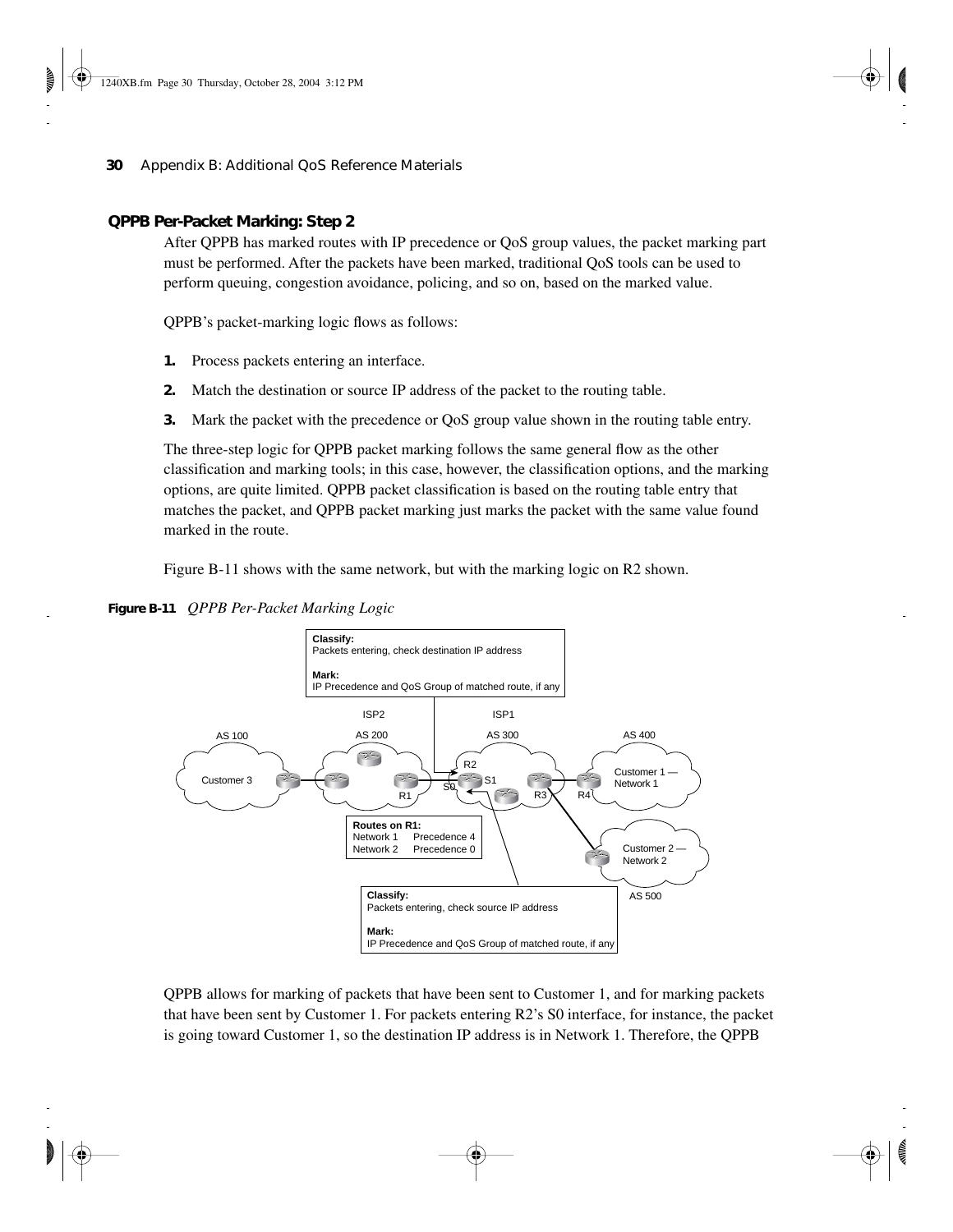### QPPB Per-Packet Marking: Step 2

After QPPB has marked routes with IP precedence or QoS group values, the packet marking part must be performed. After the packets have been marked, traditional QoS tools can be used to perform queuing, congestion avoidance, policing, and so on, based on the marked value.

QPPB's packet-marking logic flows as follows:

1. Process packets entering an interface.
2. Match the destination or source IP address of the packet to the routing table.
3. Mark the packet with the precedence or QoS group value shown in the routing table entry.

The three-step logic for QPPB packet marking follows the same general flow as the other classification and marking tools; in this case, however, the classification options, and the marking options, are quite limited. QPPB packet classification is based on the routing table entry that matches the packet, and QPPB packet marking just marks the packet with the same value found marked in the route.

Figure B-11 shows with the same network, but with the marking logic on R2 shown.

**Figure B-11** *QPPB Per-Packet Marking Logic*

QPPB allows for marking of packets that have been sent to Customer 1, and for marking packets that have been sent by Customer 1. For packets entering R2's S0 interface, for instance, the packet is going toward Customer 1, so the destination IP address is in Network 1. Therefore, the QPPB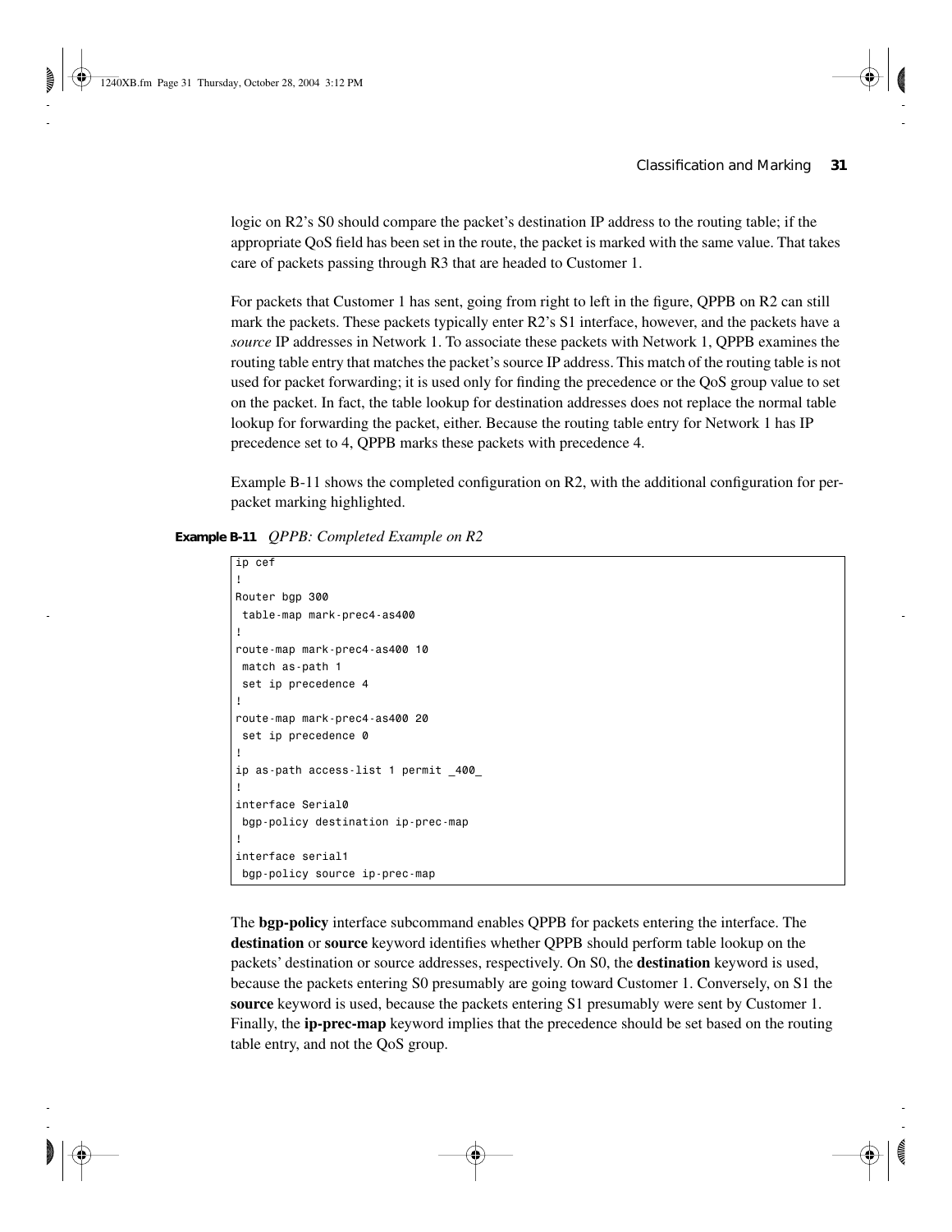logic on R2's S0 should compare the packet's destination IP address to the routing table; if the appropriate QoS field has been set in the route, the packet is marked with the same value. That takes care of packets passing through R3 that are headed to Customer 1.

For packets that Customer 1 has sent, going from right to left in the figure, QPPB on R2 can still mark the packets. These packets typically enter R2's S1 interface, however, and the packets have a *source* IP addresses in Network 1. To associate these packets with Network 1, QPPB examines the routing table entry that matches the packet's source IP address. This match of the routing table is not used for packet forwarding; it is used only for finding the precedence or the QoS group value to set on the packet. In fact, the table lookup for destination addresses does not replace the normal table lookup for forwarding the packet, either. Because the routing table entry for Network 1 has IP precedence set to 4, QPPB marks these packets with precedence 4.

Example B-11 shows the completed configuration on R2, with the additional configuration for per-packet marking highlighted.

**Example B-11** *QPPB: Completed Example on R2*

```
ip cef
!
Router bgp 300
 table-map mark-prec4-as400
!
route-map mark-prec4-as400 10
 match as-path 1
 set ip precedence 4
!
route-map mark-prec4-as400 20
 set ip precedence 0
!
ip as-path access-list 1 permit _400_
!
interface Serial0
 bgp-policy destination ip-prec-map
!
interface serial1
 bgp-policy source ip-prec-map
```

The **bgp-policy** interface subcommand enables QPPB for packets entering the interface. The **destination** or **source** keyword identifies whether QPPB should perform table lookup on the packets' destination or source addresses, respectively. On S0, the **destination** keyword is used, because the packets entering S0 presumably are going toward Customer 1. Conversely, on S1 the **source** keyword is used, because the packets entering S1 presumably were sent by Customer 1. Finally, the **ip-prec-map** keyword implies that the precedence should be set based on the routing table entry, and not the QoS group.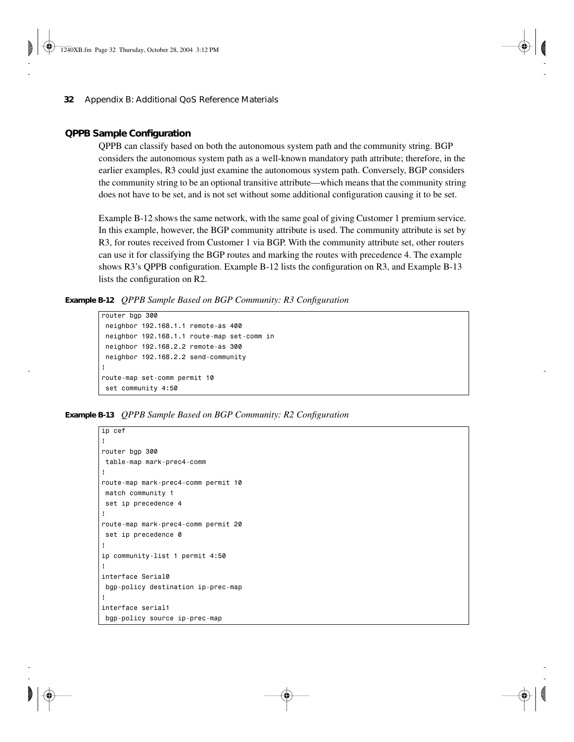## QPPB Sample Configuration

QPPB can classify based on both the autonomous system path and the community string. BGP considers the autonomous system path as a well-known mandatory path attribute; therefore, in the earlier examples, R3 could just examine the autonomous system path. Conversely, BGP considers the community string to be an optional transitive attribute—which means that the community string does not have to be set, and is not set without some additional configuration causing it to be set.

Example B-12 shows the same network, with the same goal of giving Customer 1 premium service. In this example, however, the BGP community attribute is used. The community attribute is set by R3, for routes received from Customer 1 via BGP. With the community attribute set, other routers can use it for classifying the BGP routes and marking the routes with precedence 4. The example shows R3's QPPB configuration. Example B-12 lists the configuration on R3, and Example B-13 lists the configuration on R2.

**Example B-12** *QPPB Sample Based on BGP Community: R3 Configuration*

```
router bgp 300
 neighbor 192.168.1.1 remote-as 400
 neighbor 192.168.1.1 route-map set-comm in
 neighbor 192.168.2.2 remote-as 300
 neighbor 192.168.2.2 send-community
!
route-map set-comm permit 10
 set community 4:50
```

**Example B-13** *QPPB Sample Based on BGP Community: R2 Configuration*

```
ip cef
!
router bgp 300
 table-map mark-prec4-comm
!
route-map mark-prec4-comm permit 10
 match community 1
 set ip precedence 4
!
route-map mark-prec4-comm permit 20
 set ip precedence 0
!
ip community-list 1 permit 4:50
!
interface Serial0
 bgp-policy destination ip-prec-map
!
interface serial1
 bgp-policy source ip-prec-map
```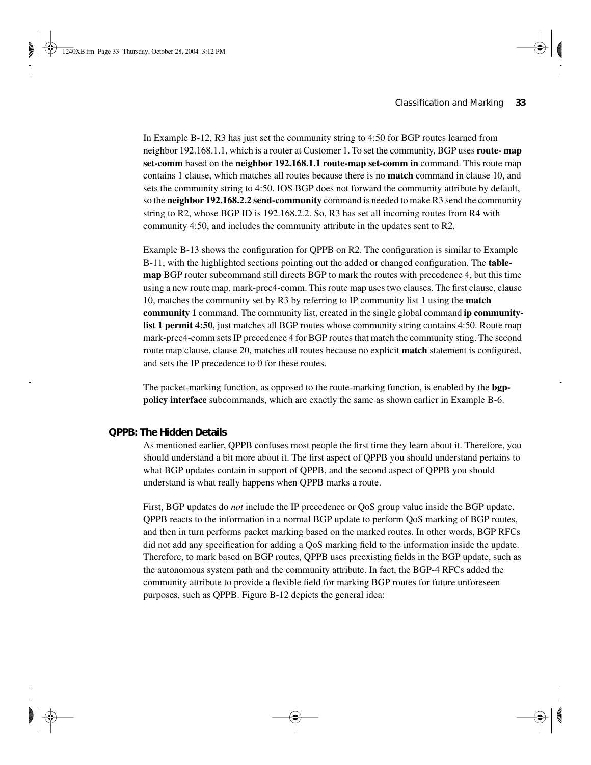In Example B-12, R3 has just set the community string to 4:50 for BGP routes learned from neighbor 192.168.1.1, which is a router at Customer 1. To set the community, BGP uses **route- map set-comm** based on the **neighbor 192.168.1.1 route-map set-comm in** command. This route map contains 1 clause, which matches all routes because there is no **match** command in clause 10, and sets the community string to 4:50. IOS BGP does not forward the community attribute by default, so the **neighbor 192.168.2.2 send-community** command is needed to make R3 send the community string to R2, whose BGP ID is 192.168.2.2. So, R3 has set all incoming routes from R4 with community 4:50, and includes the community attribute in the updates sent to R2.

Example B-13 shows the configuration for QPPB on R2. The configuration is similar to Example B-11, with the highlighted sections pointing out the added or changed configuration. The **table-map** BGP router subcommand still directs BGP to mark the routes with precedence 4, but this time using a new route map, mark-prec4-comm. This route map uses two clauses. The first clause, clause 10, matches the community set by R3 by referring to IP community list 1 using the **match community 1** command. The community list, created in the single global command **ip community-list 1 permit 4:50**, just matches all BGP routes whose community string contains 4:50. Route map mark-prec4-comm sets IP precedence 4 for BGP routes that match the community sting. The second route map clause, clause 20, matches all routes because no explicit **match** statement is configured, and sets the IP precedence to 0 for these routes.

The packet-marking function, as opposed to the route-marking function, is enabled by the **bgp-policy interface** subcommands, which are exactly the same as shown earlier in Example B-6.

### QPPB: The Hidden Details

As mentioned earlier, QPPB confuses most people the first time they learn about it. Therefore, you should understand a bit more about it. The first aspect of QPPB you should understand pertains to what BGP updates contain in support of QPPB, and the second aspect of QPPB you should understand is what really happens when QPPB marks a route.

First, BGP updates do *not* include the IP precedence or QoS group value inside the BGP update. QPPB reacts to the information in a normal BGP update to perform QoS marking of BGP routes, and then in turn performs packet marking based on the marked routes. In other words, BGP RFCs did not add any specification for adding a QoS marking field to the information inside the update. Therefore, to mark based on BGP routes, QPPB uses preexisting fields in the BGP update, such as the autonomous system path and the community attribute. In fact, the BGP-4 RFCs added the community attribute to provide a flexible field for marking BGP routes for future unforeseen purposes, such as QPPB. Figure B-12 depicts the general idea: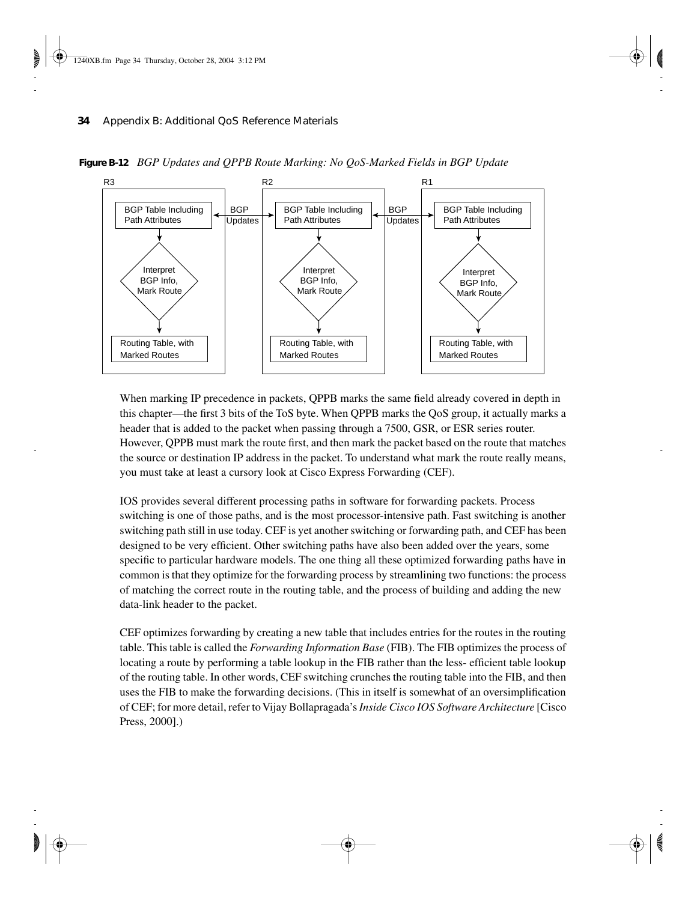**Figure B-12** *BGP Updates and QPPB Route Marking: No QoS-Marked Fields in BGP Update*

When marking IP precedence in packets, QPPB marks the same field already covered in depth in this chapter—the first 3 bits of the ToS byte. When QPPB marks the QoS group, it actually marks a header that is added to the packet when passing through a 7500, GSR, or ESR series router. However, QPPB must mark the route first, and then mark the packet based on the route that matches the source or destination IP address in the packet. To understand what mark the route really means, you must take at least a cursory look at Cisco Express Forwarding (CEF).

IOS provides several different processing paths in software for forwarding packets. Process switching is one of those paths, and is the most processor-intensive path. Fast switching is another switching path still in use today. CEF is yet another switching or forwarding path, and CEF has been designed to be very efficient. Other switching paths have also been added over the years, some specific to particular hardware models. The one thing all these optimized forwarding paths have in common is that they optimize for the forwarding process by streamlining two functions: the process of matching the correct route in the routing table, and the process of building and adding the new data-link header to the packet.

CEF optimizes forwarding by creating a new table that includes entries for the routes in the routing table. This table is called the *Forwarding Information Base* (FIB). The FIB optimizes the process of locating a route by performing a table lookup in the FIB rather than the less- efficient table lookup of the routing table. In other words, CEF switching crunches the routing table into the FIB, and then uses the FIB to make the forwarding decisions. (This in itself is somewhat of an oversimplification of CEF; for more detail, refer to Vijay Bollapragada's *Inside Cisco IOS Software Architecture* [Cisco Press, 2000].)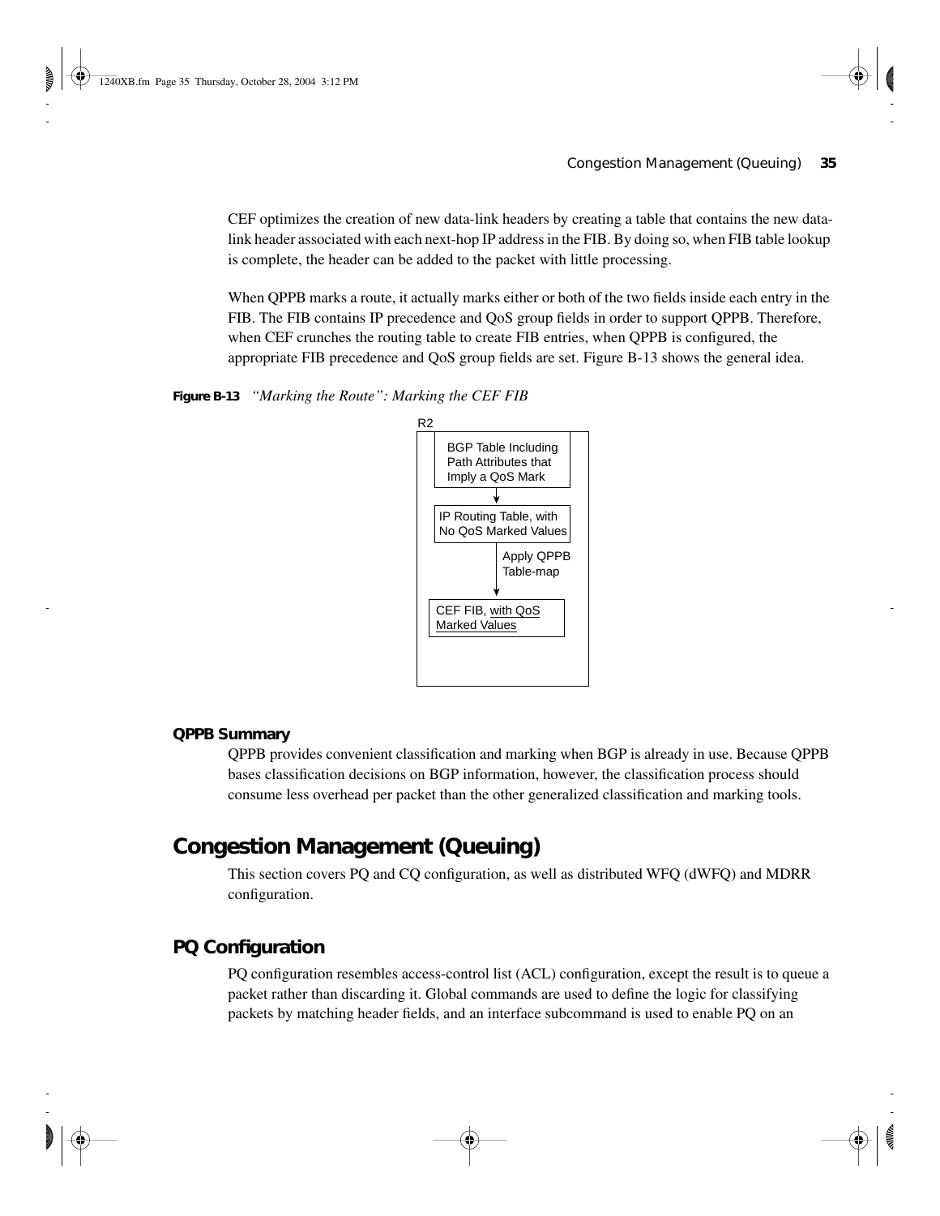CEF optimizes the creation of new data-link headers by creating a table that contains the new data-link header associated with each next-hop IP address in the FIB. By doing so, when FIB table lookup is complete, the header can be added to the packet with little processing.

When QPPB marks a route, it actually marks either or both of the two fields inside each entry in the FIB. The FIB contains IP precedence and QoS group fields in order to support QPPB. Therefore, when CEF crunches the routing table to create FIB entries, when QPPB is configured, the appropriate FIB precedence and QoS group fields are set. Figure B-13 shows the general idea.

**Figure B-13** *"Marking the Route": Marking the CEF FIB*

R2

BGP Table Including Path Attributes that Imply a QoS Mark

IP Routing Table, with No QoS Marked Values

Apply QPPB Table-map

CEF FIB, with QoS Marked Values

### QPPB Summary

QPPB provides convenient classification and marking when BGP is already in use. Because QPPB bases classification decisions on BGP information, however, the classification process should consume less overhead per packet than the other generalized classification and marking tools.

## Congestion Management (Queuing)

This section covers PQ and CQ configuration, as well as distributed WFQ (dWFQ) and MDRR configuration.

## PQ Configuration

PQ configuration resembles access-control list (ACL) configuration, except the result is to queue a packet rather than discarding it. Global commands are used to define the logic for classifying packets by matching header fields, and an interface subcommand is used to enable PQ on an